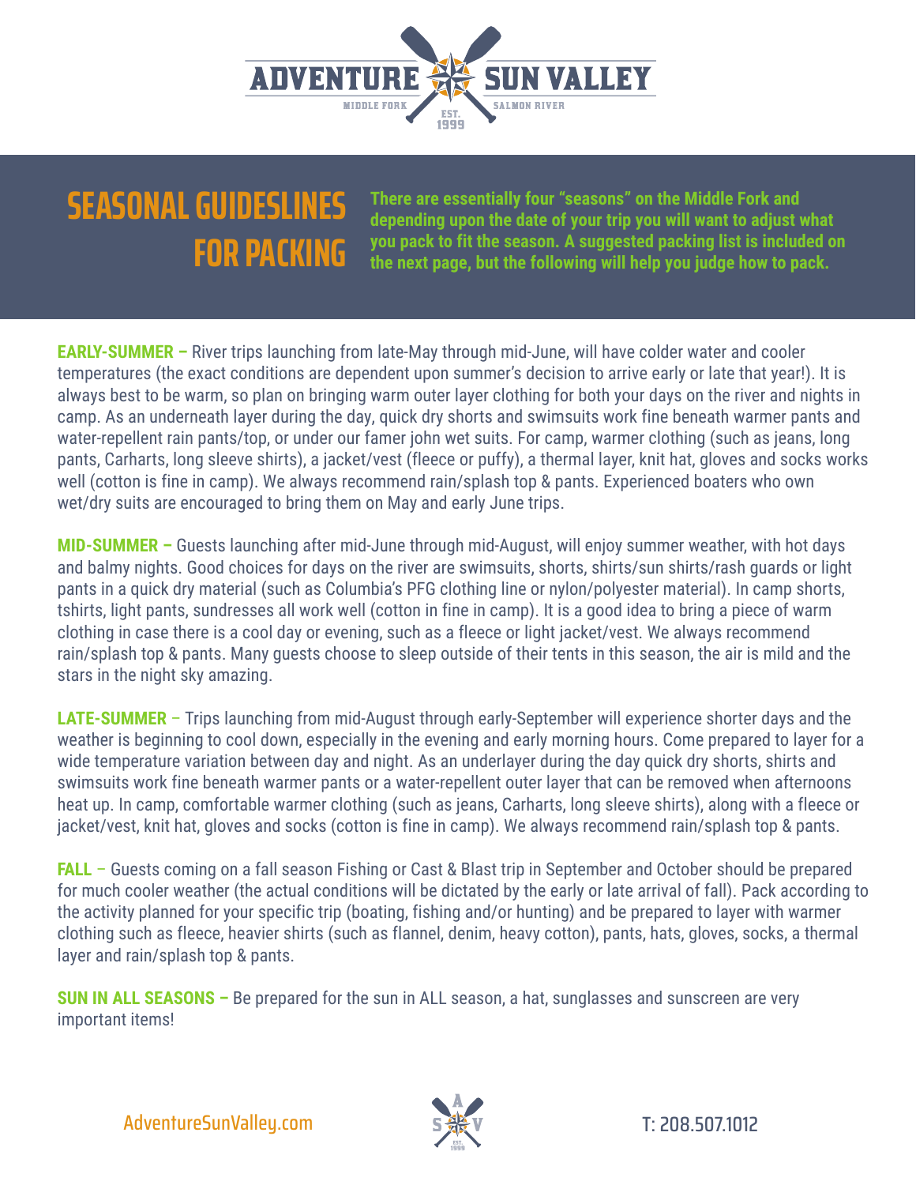# ADVENTURE SUN VALLEY

MIDDLE FORK SALMON RIVER — EST. 1999

## SEASONAL GUIDESLINES FOR PACKING

**There are essentially four "seasons" on the Middle Fork and depending upon the date of your trip you will want to adjust what you pack to fit the season. A suggested packing list is included on the next page, but the following will help you judge how to pack.**

**EARLY-SUMMER –** River trips launching from late-May through mid-June, will have colder water and cooler temperatures (the exact conditions are dependent upon summer's decision to arrive early or late that year!). It is always best to be warm, so plan on bringing warm outer layer clothing for both your days on the river and nights in camp. As an underneath layer during the day, quick dry shorts and swimsuits work fine beneath warmer pants and water-repellent rain pants/top, or under our famer john wet suits. For camp, warmer clothing (such as jeans, long pants, Carharts, long sleeve shirts), a jacket/vest (fleece or puffy), a thermal layer, knit hat, gloves and socks works well (cotton is fine in camp). We always recommend rain/splash top & pants. Experienced boaters who own wet/dry suits are encouraged to bring them on May and early June trips.

**MID-SUMMER –** Guests launching after mid-June through mid-August, will enjoy summer weather, with hot days and balmy nights. Good choices for days on the river are swimsuits, shorts, shirts/sun shirts/rash guards or light pants in a quick dry material (such as Columbia's PFG clothing line or nylon/polyester material). In camp shorts, tshirts, light pants, sundresses all work well (cotton in fine in camp). It is a good idea to bring a piece of warm clothing in case there is a cool day or evening, such as a fleece or light jacket/vest. We always recommend rain/splash top & pants. Many guests choose to sleep outside of their tents in this season, the air is mild and the stars in the night sky amazing.

**LATE-SUMMER –** Trips launching from mid-August through early-September will experience shorter days and the weather is beginning to cool down, especially in the evening and early morning hours. Come prepared to layer for a wide temperature variation between day and night. As an underlayer during the day quick dry shorts, shirts and swimsuits work fine beneath warmer pants or a water-repellent outer layer that can be removed when afternoons heat up. In camp, comfortable warmer clothing (such as jeans, Carharts, long sleeve shirts), along with a fleece or jacket/vest, knit hat, gloves and socks (cotton is fine in camp). We always recommend rain/splash top & pants.

**FALL –** Guests coming on a fall season Fishing or Cast & Blast trip in September and October should be prepared for much cooler weather (the actual conditions will be dictated by the early or late arrival of fall). Pack according to the activity planned for your specific trip (boating, fishing and/or hunting) and be prepared to layer with warmer clothing such as fleece, heavier shirts (such as flannel, denim, heavy cotton), pants, hats, gloves, socks, a thermal layer and rain/splash top & pants.

**SUN IN ALL SEASONS –** Be prepared for the sun in ALL season, a hat, sunglasses and sunscreen are very important items!

AdventureSunValley.com — T: 208.507.1012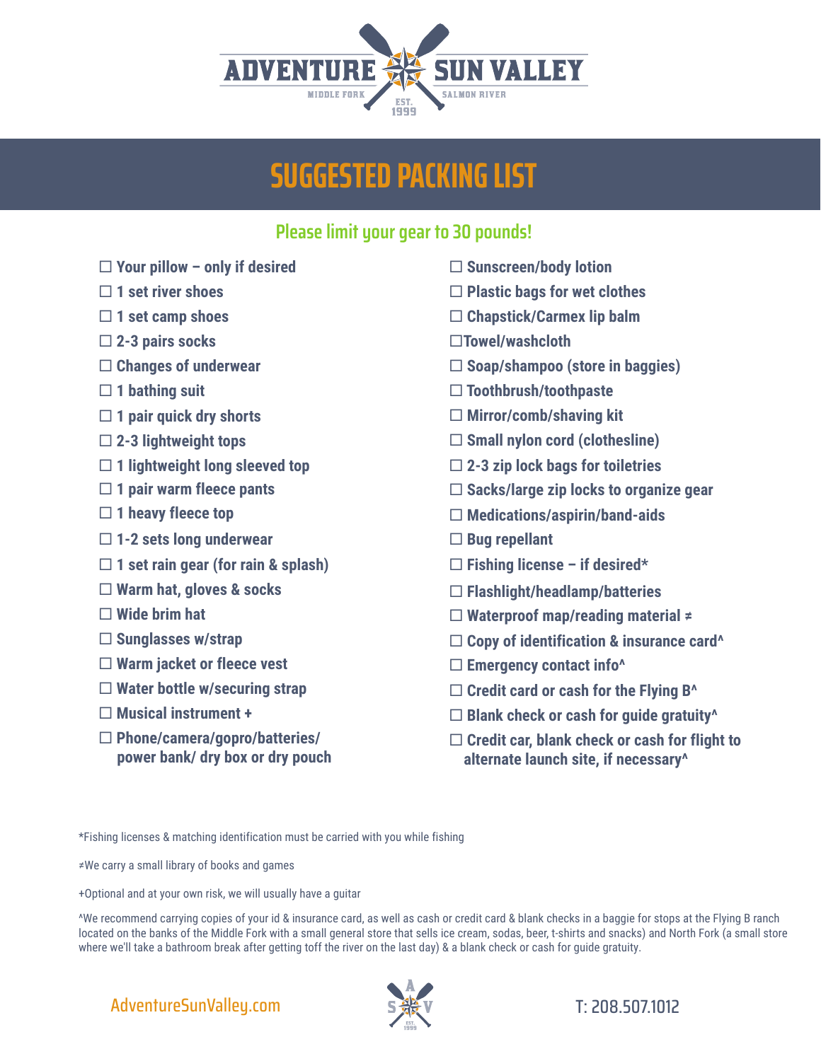ADVENTURE SUN VALLEY

MIDDLE FORK · EST. 1999 · SALMON RIVER

# SUGGESTED PACKING LIST

## Please limit your gear to 30 pounds!

- ☐ Your pillow – only if desired
- ☐ 1 set river shoes
- ☐ 1 set camp shoes
- ☐ 2-3 pairs socks
- ☐ Changes of underwear
- ☐ 1 bathing suit
- ☐ 1 pair quick dry shorts
- ☐ 2-3 lightweight tops
- ☐ 1 lightweight long sleeved top
- ☐ 1 pair warm fleece pants
- ☐ 1 heavy fleece top
- ☐ 1-2 sets long underwear
- ☐ 1 set rain gear (for rain & splash)
- ☐ Warm hat, gloves & socks
- ☐ Wide brim hat
- ☐ Sunglasses w/strap
- ☐ Warm jacket or fleece vest
- ☐ Water bottle w/securing strap
- ☐ Musical instrument +
- ☐ Phone/camera/gopro/batteries/ power bank/ dry box or dry pouch
- ☐ Sunscreen/body lotion
- ☐ Plastic bags for wet clothes
- ☐ Chapstick/Carmex lip balm
- ☐Towel/washcloth
- ☐ Soap/shampoo (store in baggies)
- ☐ Toothbrush/toothpaste
- ☐ Mirror/comb/shaving kit
- ☐ Small nylon cord (clothesline)
- ☐ 2-3 zip lock bags for toiletries
- ☐ Sacks/large zip locks to organize gear
- ☐ Medications/aspirin/band-aids
- ☐ Bug repellant
- ☐ Fishing license – if desired*
- ☐ Flashlight/headlamp/batteries
- ☐ Waterproof map/reading material ≠
- ☐ Copy of identification & insurance card^
- ☐ Emergency contact info^
- ☐ Credit card or cash for the Flying B^
- ☐ Blank check or cash for guide gratuity^
- ☐ Credit car, blank check or cash for flight to alternate launch site, if necessary^

*Fishing licenses & matching identification must be carried with you while fishing

≠We carry a small library of books and games

+Optional and at your own risk, we will usually have a guitar

^We recommend carrying copies of your id & insurance card, as well as cash or credit card & blank checks in a baggie for stops at the Flying B ranch located on the banks of the Middle Fork with a small general store that sells ice cream, sodas, beer, t-shirts and snacks) and North Fork (a small store where we'll take a bathroom break after getting toff the river on the last day) & a blank check or cash for guide gratuity.

AdventureSunValley.com

T: 208.507.1012